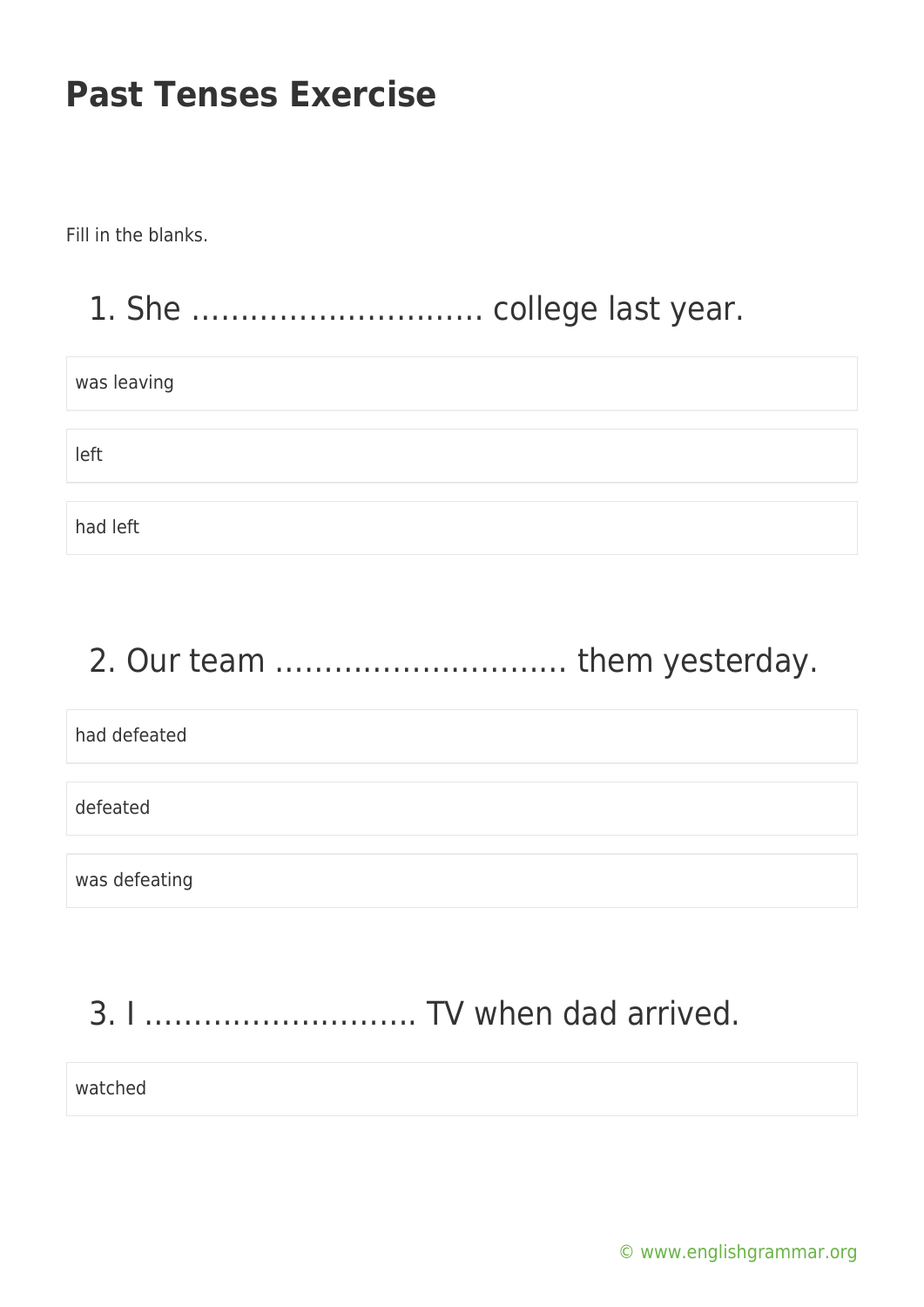# Past Tenses Exercise

Fill in the blanks.

## 1. She ………………………… college last year.

was leaving

left

had left

## 2. Our team ………………………… them yesterday.

had defeated

defeated

was defeating

## 3. I ………………………. TV when dad arrived.

watched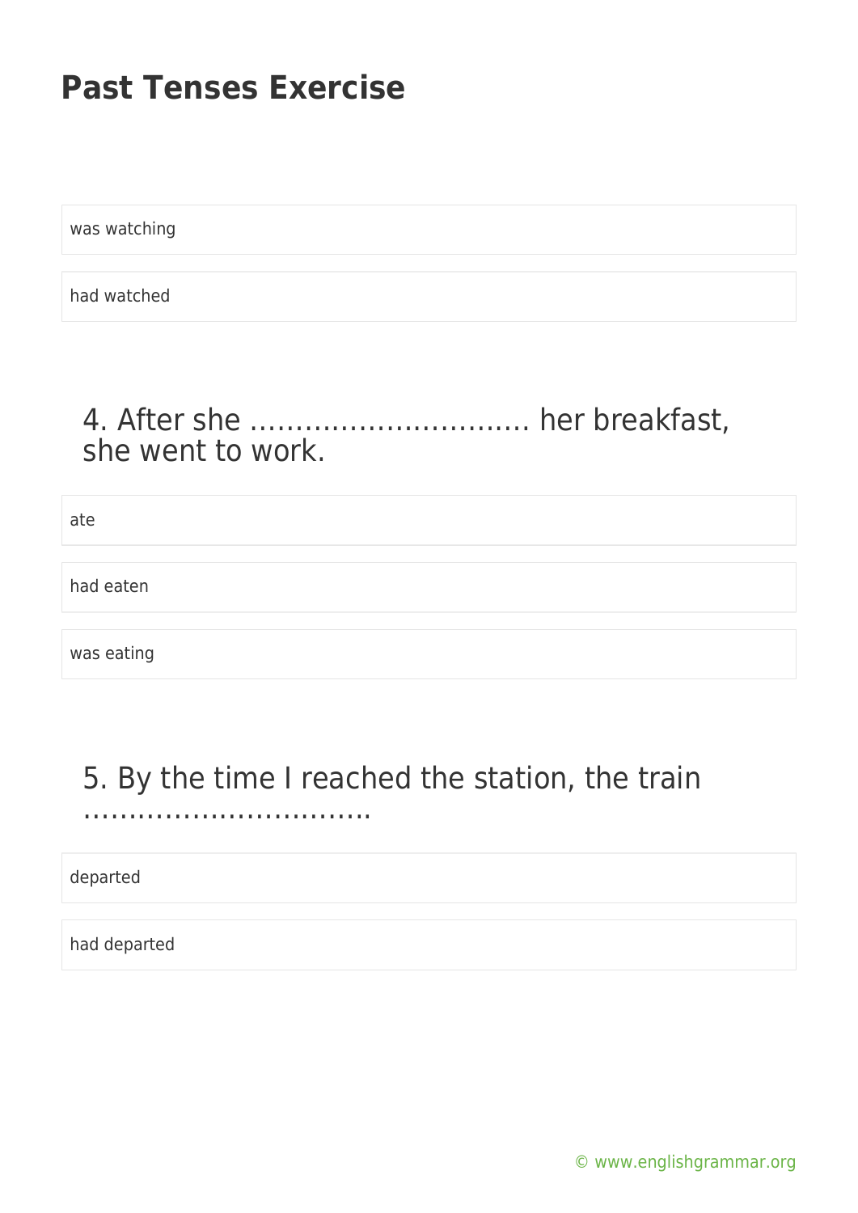# Past Tenses Exercise

was watching

had watched

4. After she ………………………… her breakfast, she went to work.

ate

had eaten

was eating

5. By the time I reached the station, the train ……………………………

departed

had departed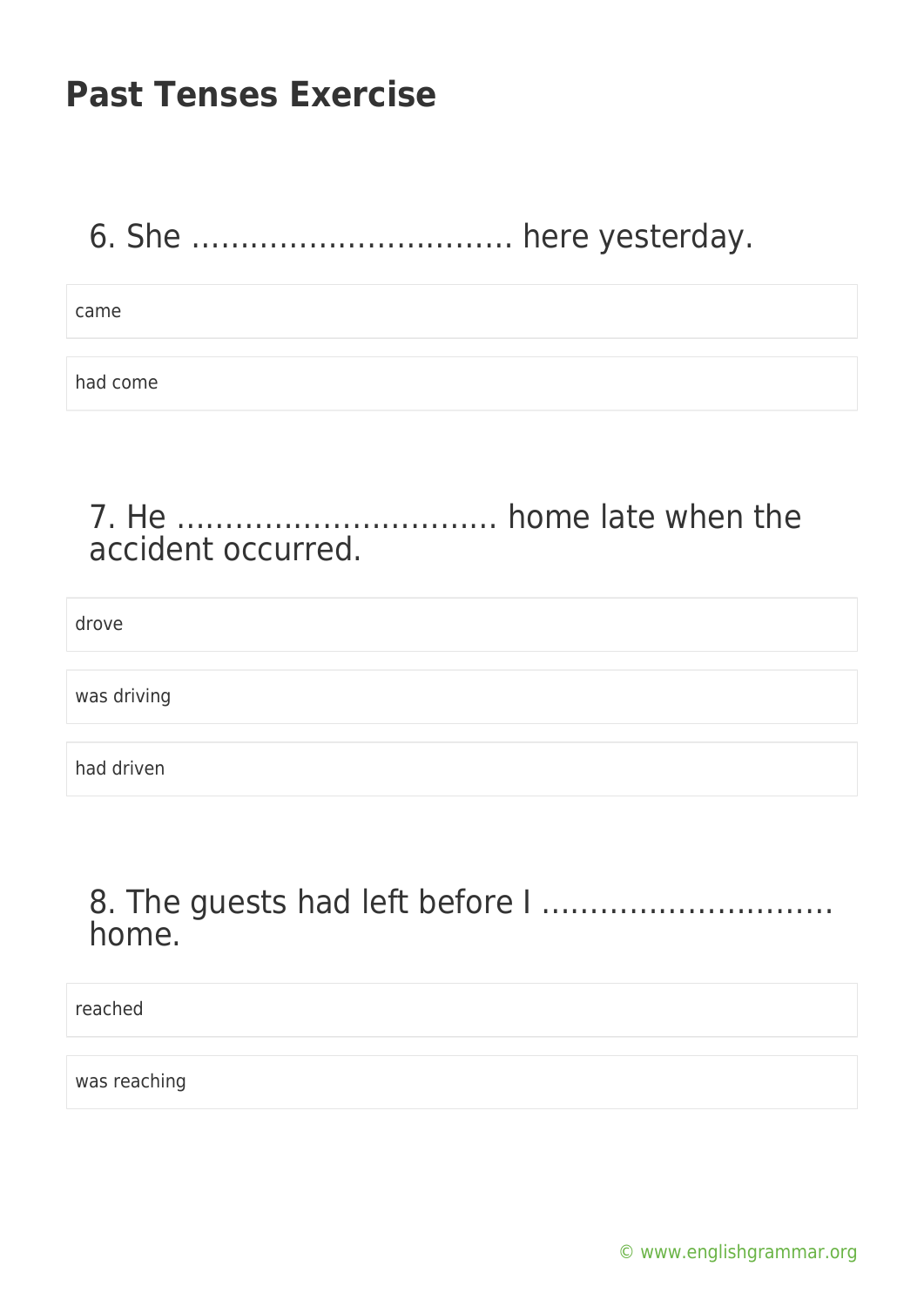# Past Tenses Exercise

## 6. She …………………………… here yesterday.

- came
- had come

## 7. He …………………………… home late when the accident occurred.

- drove
- was driving
- had driven

## 8. The guests had left before I ………………………… home.

- reached
- was reaching

© www.englishgrammar.org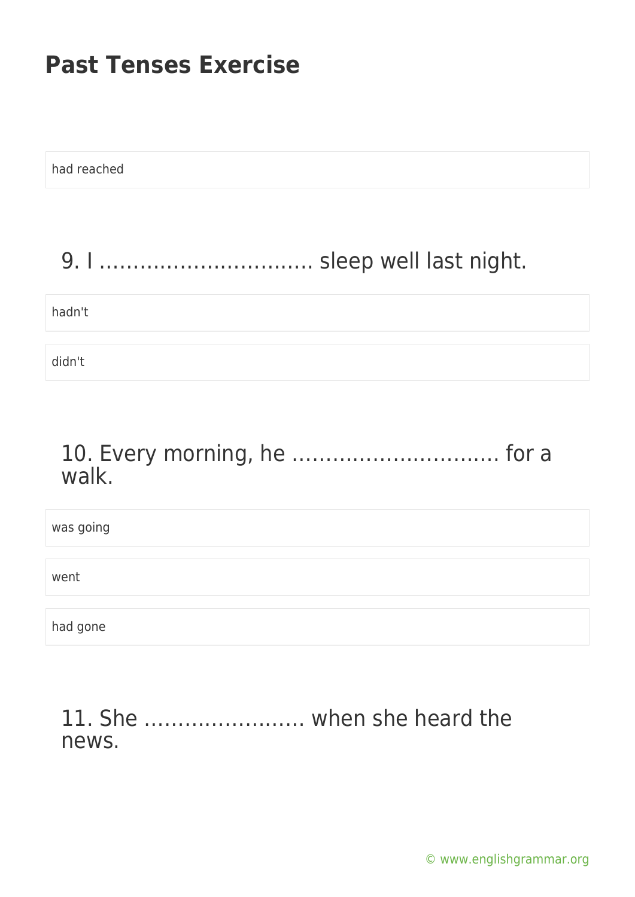had reached

9. I …………………………. sleep well last night.

hadn't

didn't

10. Every morning, he …………………………. for a walk.

was going

went

had gone

11. She …………………… when she heard the news.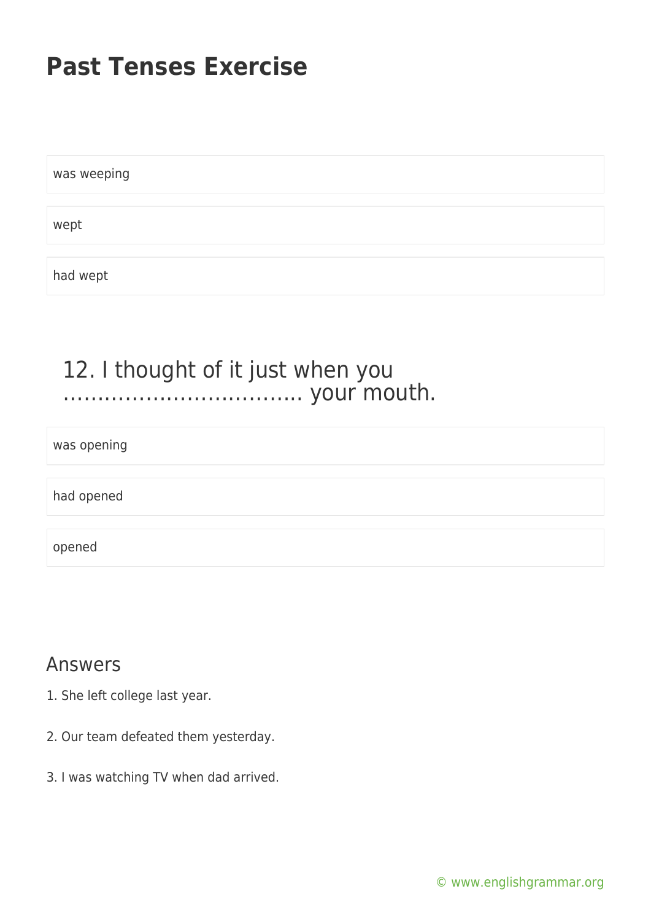# Past Tenses Exercise

- was weeping
- wept
- had wept

## 12. I thought of it just when you ……………………………. your mouth.

- was opening
- had opened
- opened

## Answers

1. She left college last year.
2. Our team defeated them yesterday.
3. I was watching TV when dad arrived.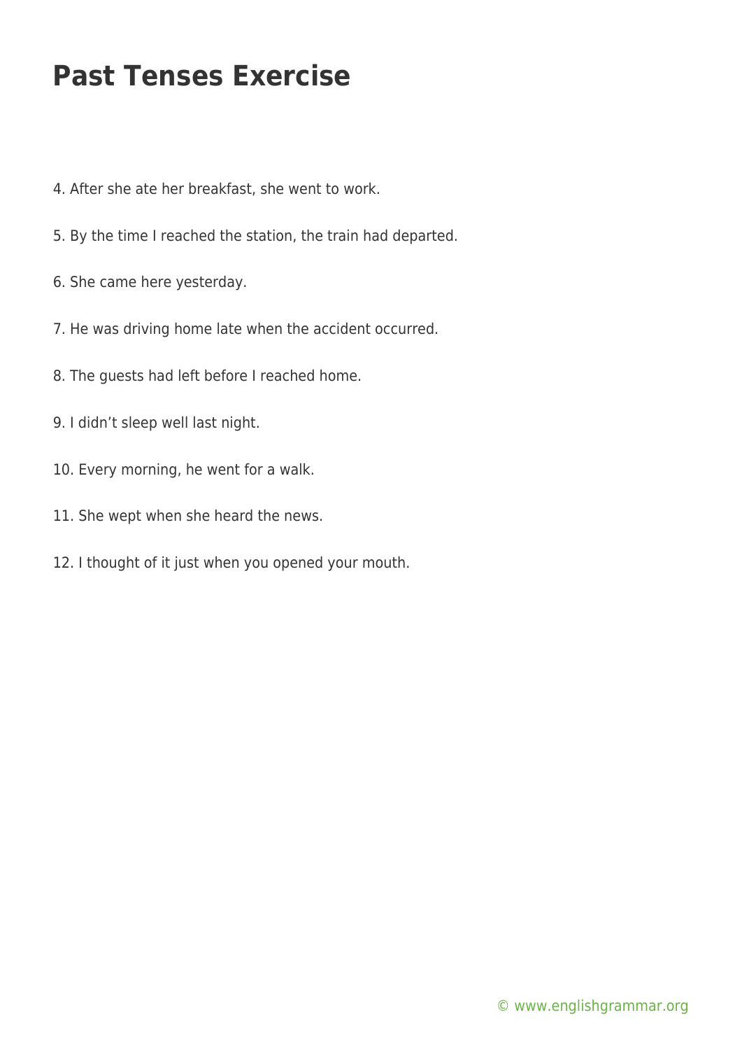# Past Tenses Exercise

4. After she ate her breakfast, she went to work.
5. By the time I reached the station, the train had departed.
6. She came here yesterday.
7. He was driving home late when the accident occurred.
8. The guests had left before I reached home.
9. I didn't sleep well last night.
10. Every morning, he went for a walk.
11. She wept when she heard the news.
12. I thought of it just when you opened your mouth.